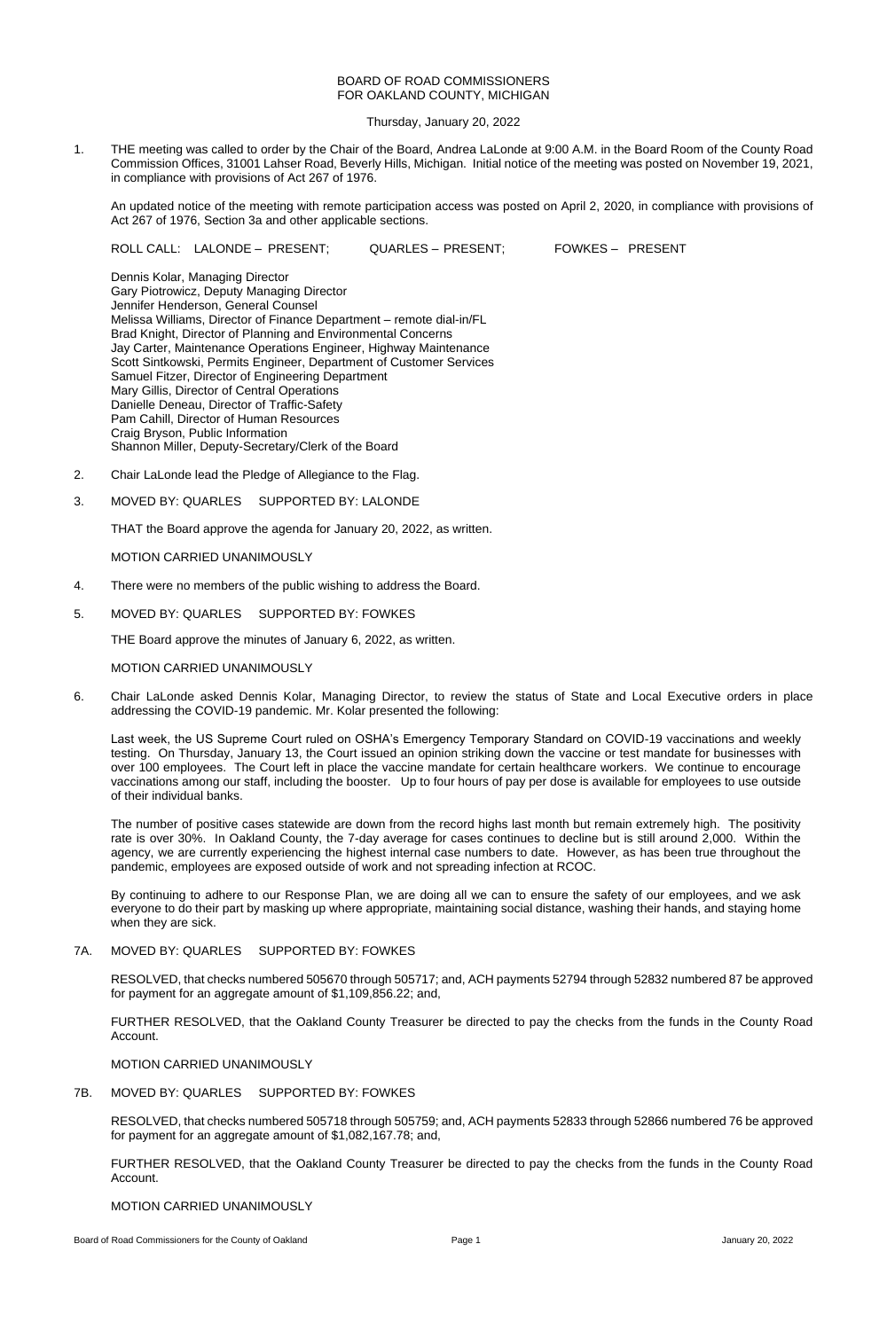BOARD OF ROAD COMMISSIONERS
FOR OAKLAND COUNTY, MICHIGAN

Thursday, January 20, 2022

1. THE meeting was called to order by the Chair of the Board, Andrea LaLonde at 9:00 A.M. in the Board Room of the County Road Commission Offices, 31001 Lahser Road, Beverly Hills, Michigan. Initial notice of the meeting was posted on November 19, 2021, in compliance with provisions of Act 267 of 1976.

   An updated notice of the meeting with remote participation access was posted on April 2, 2020, in compliance with provisions of Act 267 of 1976, Section 3a and other applicable sections.

   ROLL CALL: LALONDE – PRESENT; QUARLES – PRESENT; FOWKES – PRESENT

   Dennis Kolar, Managing Director
   Gary Piotrowicz, Deputy Managing Director
   Jennifer Henderson, General Counsel
   Melissa Williams, Director of Finance Department – remote dial-in/FL
   Brad Knight, Director of Planning and Environmental Concerns
   Jay Carter, Maintenance Operations Engineer, Highway Maintenance
   Scott Sintkowski, Permits Engineer, Department of Customer Services
   Samuel Fitzer, Director of Engineering Department
   Mary Gillis, Director of Central Operations
   Danielle Deneau, Director of Traffic-Safety
   Pam Cahill, Director of Human Resources
   Craig Bryson, Public Information
   Shannon Miller, Deputy-Secretary/Clerk of the Board

2. Chair LaLonde lead the Pledge of Allegiance to the Flag.

3. MOVED BY: QUARLES SUPPORTED BY: LALONDE

   THAT the Board approve the agenda for January 20, 2022, as written.

   MOTION CARRIED UNANIMOUSLY

4. There were no members of the public wishing to address the Board.

5. MOVED BY: QUARLES SUPPORTED BY: FOWKES

   THE Board approve the minutes of January 6, 2022, as written.

   MOTION CARRIED UNANIMOUSLY

6. Chair LaLonde asked Dennis Kolar, Managing Director, to review the status of State and Local Executive orders in place addressing the COVID-19 pandemic. Mr. Kolar presented the following:

   Last week, the US Supreme Court ruled on OSHA's Emergency Temporary Standard on COVID-19 vaccinations and weekly testing. On Thursday, January 13, the Court issued an opinion striking down the vaccine or test mandate for businesses with over 100 employees. The Court left in place the vaccine mandate for certain healthcare workers. We continue to encourage vaccinations among our staff, including the booster. Up to four hours of pay per dose is available for employees to use outside of their individual banks.

   The number of positive cases statewide are down from the record highs last month but remain extremely high. The positivity rate is over 30%. In Oakland County, the 7-day average for cases continues to decline but is still around 2,000. Within the agency, we are currently experiencing the highest internal case numbers to date. However, as has been true throughout the pandemic, employees are exposed outside of work and not spreading infection at RCOC.

   By continuing to adhere to our Response Plan, we are doing all we can to ensure the safety of our employees, and we ask everyone to do their part by masking up where appropriate, maintaining social distance, washing their hands, and staying home when they are sick.

7A. MOVED BY: QUARLES SUPPORTED BY: FOWKES

   RESOLVED, that checks numbered 505670 through 505717; and, ACH payments 52794 through 52832 numbered 87 be approved for payment for an aggregate amount of $1,109,856.22; and,

   FURTHER RESOLVED, that the Oakland County Treasurer be directed to pay the checks from the funds in the County Road Account.

   MOTION CARRIED UNANIMOUSLY

7B. MOVED BY: QUARLES SUPPORTED BY: FOWKES

   RESOLVED, that checks numbered 505718 through 505759; and, ACH payments 52833 through 52866 numbered 76 be approved for payment for an aggregate amount of $1,082,167.78; and,

   FURTHER RESOLVED, that the Oakland County Treasurer be directed to pay the checks from the funds in the County Road Account.

   MOTION CARRIED UNANIMOUSLY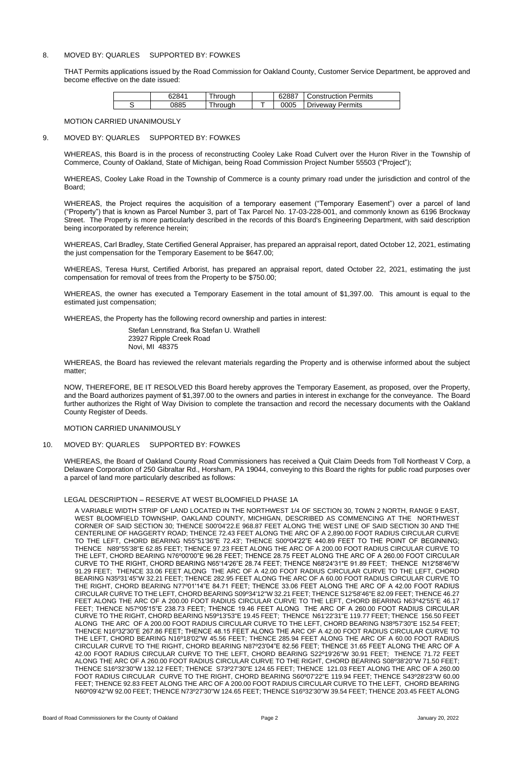8. MOVED BY: QUARLES SUPPORTED BY: FOWKES

THAT Permits applications issued by the Road Commission for Oakland County, Customer Service Department, be approved and become effective on the date issued:

| | 62841 | Through | | 62887 | Construction Permits |
|---|---|---|---|---|---|
| S | 0885 | Through | T | 0005 | Driveway Permits |

MOTION CARRIED UNANIMOUSLY

9. MOVED BY: QUARLES SUPPORTED BY: FOWKES

WHEREAS, this Board is in the process of reconstructing Cooley Lake Road Culvert over the Huron River in the Township of Commerce, County of Oakland, State of Michigan, being Road Commission Project Number 55503 ("Project");

WHEREAS, Cooley Lake Road in the Township of Commerce is a county primary road under the jurisdiction and control of the Board;

WHEREAS, the Project requires the acquisition of a temporary easement ("Temporary Easement") over a parcel of land ("Property") that is known as Parcel Number 3, part of Tax Parcel No. 17-03-228-001, and commonly known as 6196 Brockway Street. The Property is more particularly described in the records of this Board's Engineering Department, with said description being incorporated by reference herein;

WHEREAS, Carl Bradley, State Certified General Appraiser, has prepared an appraisal report, dated October 12, 2021, estimating the just compensation for the Temporary Easement to be $647.00;

WHEREAS, Teresa Hurst, Certified Arborist, has prepared an appraisal report, dated October 22, 2021, estimating the just compensation for removal of trees from the Property to be $750.00;

WHEREAS, the owner has executed a Temporary Easement in the total amount of $1,397.00. This amount is equal to the estimated just compensation;

WHEREAS, the Property has the following record ownership and parties in interest:

Stefan Lennstrand, fka Stefan U. Wrathell
23927 Ripple Creek Road
Novi, MI 48375

WHEREAS, the Board has reviewed the relevant materials regarding the Property and is otherwise informed about the subject matter;

NOW, THEREFORE, BE IT RESOLVED this Board hereby approves the Temporary Easement, as proposed, over the Property, and the Board authorizes payment of $1,397.00 to the owners and parties in interest in exchange for the conveyance. The Board further authorizes the Right of Way Division to complete the transaction and record the necessary documents with the Oakland County Register of Deeds.

MOTION CARRIED UNANIMOUSLY

10. MOVED BY: QUARLES SUPPORTED BY: FOWKES

WHEREAS, the Board of Oakland County Road Commissioners has received a Quit Claim Deeds from Toll Northeast V Corp, a Delaware Corporation of 250 Gibraltar Rd., Horsham, PA 19044, conveying to this Board the rights for public road purposes over a parcel of land more particularly described as follows:

LEGAL DESCRIPTION – RESERVE AT WEST BLOOMFIELD PHASE 1A

A VARIABLE WIDTH STRIP OF LAND LOCATED IN THE NORTHWEST 1/4 OF SECTION 30, TOWN 2 NORTH, RANGE 9 EAST, WEST BLOOMFIELD TOWNSHIP, OAKLAND COUNTY, MICHIGAN, DESCRIBED AS COMMENCING AT THE NORTHWEST CORNER OF SAID SECTION 30; THENCE S00'04'22.E 968.87 FEET ALONG THE WEST LINE OF SAID SECTION 30 AND THE CENTERLINE OF HAGGERTY ROAD; THENCE 72.43 FEET ALONG THE ARC OF A 2,890.00 FOOT RADIUS CIRCULAR CURVE TO THE LEFT, CHORD BEARING N55"51'36"E 72.43'; THENCE S00º04'22"E 440.89 FEET TO THE POINT OF BEGINNING; THENCE N89"55'38"E 62.85 FEET; THENCE 97.23 FEET ALONG THE ARC OF A 200.00 FOOT RADIUS CIRCULAR CURVE TO THE LEFT, CHORD BEARING N76º00'00"E 96.28 FEET; THENCE 28.75 FEET ALONG THE ARC OF A 260.00 FOOT CIRCULAR CURVE TO THE RIGHT, CHORD BEARING N65'14'26"E 28.74 FEET; THENCE N68'24'31"E 91.89 FEET; THENCE N12'58'46"W 91.29 FEET; THENCE 33.06 FEET ALONG THE ARC OF A 42.00 FOOT RADIUS CIRCULAR CURVE TO THE LEFT, CHORD BEARING N35º31'45"W 32.21 FEET; THENCE 282.95 FEET ALONG THE ARC OF A 60.00 FOOT RADIUS CIRCULAR CURVE TO THE RIGHT, CHORD BEARING N77º01'14"E 84.71 FEET; THENCE 33.06 FEET ALONG THE ARC OF A 42.00 FOOT RADIUS CIRCULAR CURVE TO THE LEFT, CHORD BEARING S09º34'12"W 32.21 FEET; THENCE S12'58'46"E 82.09 FEET; THENCE 46.27 FEET ALONG THE ARC OF A 200.00 FOOT RADIUS CIRCULAR CURVE TO THE LEFT, CHORD BEARING N63º42'55"E 46.17 FEET; THENCE N57º05'15"E 238.73 FEET; THENCE 19.46 FEET ALONG THE ARC OF A 260.00 FOOT RADIUS CIRCULAR CURVE TO THE RIGHT, CHORD BEARING N59º13'53"E 19.45 FEET; THENCE N61'22'31"E 119.77 FEET; THENCE 156.50 FEET ALONG THE ARC OF A 200.00 FOOT RADIUS CIRCULAR CURVE TO THE LEFT, CHORD BEARING N38º57'30"E 152.54 FEET; THENCE N16º32'30"E 267.86 FEET; THENCE 48.15 FEET ALONG THE ARC OF A 42.00 FOOT RADIUS CIRCULAR CURVE TO THE LEFT, CHORD BEARING N16º18'02"W 45.56 FEET; THENCE 285.94 FEET ALONG THE ARC OF A 60.00 FOOT RADIUS CIRCULAR CURVE TO THE RIGHT, CHORD BEARING N87º23'04"E 82.56 FEET; THENCE 31.65 FEET ALONG THE ARC OF A 42.00 FOOT RADIUS CIRCULAR CURVE TO THE LEFT, CHORD BEARING S22º19'26"W 30.91 FEET; THENCE 71.72 FEET ALONG THE ARC OF A 260.00 FOOT RADIUS CIRCULAR CURVE TO THE RIGHT, CHORD BEARING S08º38'20"W 71.50 FEET; THENCE S16º32'30"W 132.12 FEET; THENCE S73º27'30"E 124.65 FEET; THENCE 121.03 FEET ALONG THE ARC OF A 260.00 FOOT RADIUS CIRCULAR CURVE TO THE RIGHT, CHORD BEARING S60º07'22"E 119.94 FEET; THENCE S43º28'23"W 60.00 FEET; THENCE 92.83 FEET ALONG THE ARC OF A 200.00 FOOT RADIUS CIRCULAR CURVE TO THE LEFT, CHORD BEARING N60º09'42"W 92.00 FEET; THENCE N73º27'30"W 124.65 FEET; THENCE S16º32'30"W 39.54 FEET; THENCE 203.45 FEET ALONG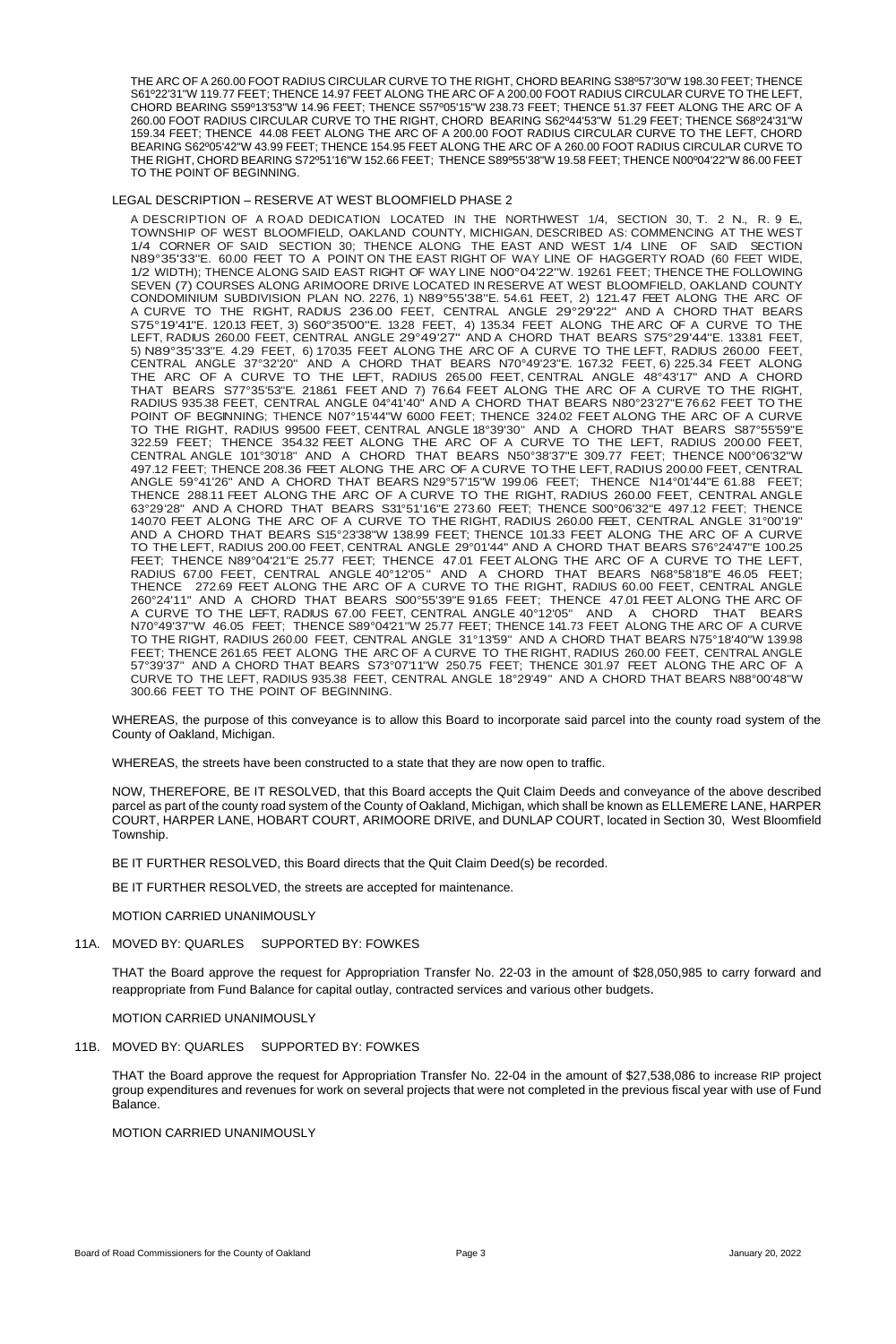THE ARC OF A 260.00 FOOT RADIUS CIRCULAR CURVE TO THE RIGHT, CHORD BEARING S38º57'30"W 198.30 FEET; THENCE S61º22'31"W 119.77 FEET; THENCE 14.97 FEET ALONG THE ARC OF A 200.00 FOOT RADIUS CIRCULAR CURVE TO THE LEFT, CHORD BEARING S59º13'53"W 14.96 FEET; THENCE S57º05'15"W 238.73 FEET; THENCE 51.37 FEET ALONG THE ARC OF A 260.00 FOOT RADIUS CIRCULAR CURVE TO THE RIGHT, CHORD BEARING S62º44'53"W 51.29 FEET; THENCE S68º24'31"W 159.34 FEET; THENCE 44.08 FEET ALONG THE ARC OF A 200.00 FOOT RADIUS CIRCULAR CURVE TO THE LEFT, CHORD BEARING S62º05'42"W 43.99 FEET; THENCE 154.95 FEET ALONG THE ARC OF A 260.00 FOOT RADIUS CIRCULAR CURVE TO THE RIGHT, CHORD BEARING S72º51'16"W 152.66 FEET; THENCE S89º55'38"W 19.58 FEET; THENCE N00º04'22"W 86.00 FEET TO THE POINT OF BEGINNING.

LEGAL DESCRIPTION – RESERVE AT WEST BLOOMFIELD PHASE 2

A DESCRIPTION OF A ROAD DEDICATION LOCATED IN THE NORTHWEST 1/4, SECTION 30, T. 2 N., R. 9 E., TOWNSHIP OF WEST BLOOMFIELD, OAKLAND COUNTY, MICHIGAN, DESCRIBED AS: COMMENCING AT THE WEST 1/4 CORNER OF SAID SECTION 30; THENCE ALONG THE EAST AND WEST 1/4 LINE OF SAID SECTION N89°35'33"E. 60.00 FEET TO A POINT ON THE EAST RIGHT OF WAY LINE OF HAGGERTY ROAD (60 FEET WIDE, 1/2 WIDTH); THENCE ALONG SAID EAST RIGHT OF WAY LINE N00°04'22"W. 192.61 FEET; THENCE THE FOLLOWING SEVEN (7) COURSES ALONG ARIMOORE DRIVE LOCATED IN RESERVE AT WEST BLOOMFIELD, OAKLAND COUNTY CONDOMINIUM SUBDIVISION PLAN NO. 2276, 1) N89°55'38"E. 54.61 FEET, 2) 121.47 FEET ALONG THE ARC OF A CURVE TO THE RIGHT, RADIUS 236.00 FEET, CENTRAL ANGLE 29°29'22" AND A CHORD THAT BEARS S75°19'41"E. 120.13 FEET, 3) S60°35'00"E. 13.28 FEET, 4) 135.34 FEET ALONG THE ARC OF A CURVE TO THE LEFT, RADIUS 260.00 FEET, CENTRAL ANGLE 29°49'27" AND A CHORD THAT BEARS S75°29'44"E. 133.81 FEET, 5) N89°35'33"E. 4.29 FEET, 6) 170.35 FEET ALONG THE ARC OF A CURVE TO THE LEFT, RADIUS 260.00 FEET, CENTRAL ANGLE 37°32'20" AND A CHORD THAT BEARS N70°49'23"E. 167.32 FEET, 6) 225.34 FEET ALONG THE ARC OF A CURVE TO THE LEFT, RADIUS 265.00 FEET, CENTRAL ANGLE 48°43'17" AND A CHORD THAT BEARS S77°35'53"E. 218.61 FEET AND 7) 76.64 FEET ALONG THE ARC OF A CURVE TO THE RIGHT, RADIUS 935.38 FEET, CENTRAL ANGLE 04°41'40" AND A CHORD THAT BEARS N80°23'27"E 76.62 FEET TO THE POINT OF BEGINNING; THENCE N07°15'44"W 60.00 FEET; THENCE 324.02 FEET ALONG THE ARC OF A CURVE TO THE RIGHT, RADIUS 995.00 FEET, CENTRAL ANGLE 18°39'30" AND A CHORD THAT BEARS S87°55'59"E 322.59 FEET; THENCE 354.32 FEET ALONG THE ARC OF A CURVE TO THE LEFT, RADIUS 200.00 FEET, CENTRAL ANGLE 101°30'18" AND A CHORD THAT BEARS N50°38'37"E 309.77 FEET; THENCE N00°06'32"W 497.12 FEET; THENCE 208.36 FEET ALONG THE ARC OF A CURVE TO THE LEFT, RADIUS 200.00 FEET, CENTRAL ANGLE 59°41'26" AND A CHORD THAT BEARS N29°57'15"W 199.06 FEET; THENCE N14°01'44"E 61.88 FEET; THENCE 288.11 FEET ALONG THE ARC OF A CURVE TO THE RIGHT, RADIUS 260.00 FEET, CENTRAL ANGLE 63°29'28" AND A CHORD THAT BEARS S31°51'16"E 273.60 FEET; THENCE S00°06'32"E 497.12 FEET; THENCE 140.70 FEET ALONG THE ARC OF A CURVE TO THE RIGHT, RADIUS 260.00 FEET, CENTRAL ANGLE 31°00'19" AND A CHORD THAT BEARS S15°23'38"W 138.99 FEET; THENCE 101.33 FEET ALONG THE ARC OF A CURVE TO THE LEFT, RADIUS 200.00 FEET, CENTRAL ANGLE 29°01'44" AND A CHORD THAT BEARS S76°24'47"E 100.25 FEET; THENCE N89°04'21"E 25.77 FEET; THENCE 47.01 FEET ALONG THE ARC OF A CURVE TO THE LEFT, RADIUS 67.00 FEET, CENTRAL ANGLE 40°12'05" AND A CHORD THAT BEARS N68°58'18"E 46.05 FEET; THENCE 272.69 FEET ALONG THE ARC OF A CURVE TO THE RIGHT, RADIUS 60.00 FEET, CENTRAL ANGLE 260°24'11" AND A CHORD THAT BEARS S00°55'39"E 91.65 FEET; THENCE 47.01 FEET ALONG THE ARC OF A CURVE TO THE LEFT, RADIUS 67.00 FEET, CENTRAL ANGLE 40°12'05" AND A CHORD THAT BEARS N70°49'37"W 46.05 FEET; THENCE S89°04'21"W 25.77 FEET; THENCE 141.73 FEET ALONG THE ARC OF A CURVE TO THE RIGHT, RADIUS 260.00 FEET, CENTRAL ANGLE 31°13'59" AND A CHORD THAT BEARS N75°18'40"W 139.98 FEET; THENCE 261.65 FEET ALONG THE ARC OF A CURVE TO THE RIGHT, RADIUS 260.00 FEET, CENTRAL ANGLE 57°39'37" AND A CHORD THAT BEARS S73°07'11"W 250.75 FEET; THENCE 301.97 FEET ALONG THE ARC OF A CURVE TO THE LEFT, RADIUS 935.38 FEET, CENTRAL ANGLE 18°29'49" AND A CHORD THAT BEARS N88°00'48"W 300.66 FEET TO THE POINT OF BEGINNING.

WHEREAS, the purpose of this conveyance is to allow this Board to incorporate said parcel into the county road system of the County of Oakland, Michigan.

WHEREAS, the streets have been constructed to a state that they are now open to traffic.

NOW, THEREFORE, BE IT RESOLVED, that this Board accepts the Quit Claim Deeds and conveyance of the above described parcel as part of the county road system of the County of Oakland, Michigan, which shall be known as ELLEMERE LANE, HARPER COURT, HARPER LANE, HOBART COURT, ARIMOORE DRIVE, and DUNLAP COURT, located in Section 30, West Bloomfield Township.

BE IT FURTHER RESOLVED, this Board directs that the Quit Claim Deed(s) be recorded.

BE IT FURTHER RESOLVED, the streets are accepted for maintenance.

MOTION CARRIED UNANIMOUSLY

11A. MOVED BY: QUARLES SUPPORTED BY: FOWKES

THAT the Board approve the request for Appropriation Transfer No. 22-03 in the amount of $28,050,985 to carry forward and reappropriate from Fund Balance for capital outlay, contracted services and various other budgets.

MOTION CARRIED UNANIMOUSLY

11B. MOVED BY: QUARLES SUPPORTED BY: FOWKES

THAT the Board approve the request for Appropriation Transfer No. 22-04 in the amount of $27,538,086 to increase RIP project group expenditures and revenues for work on several projects that were not completed in the previous fiscal year with use of Fund Balance.

MOTION CARRIED UNANIMOUSLY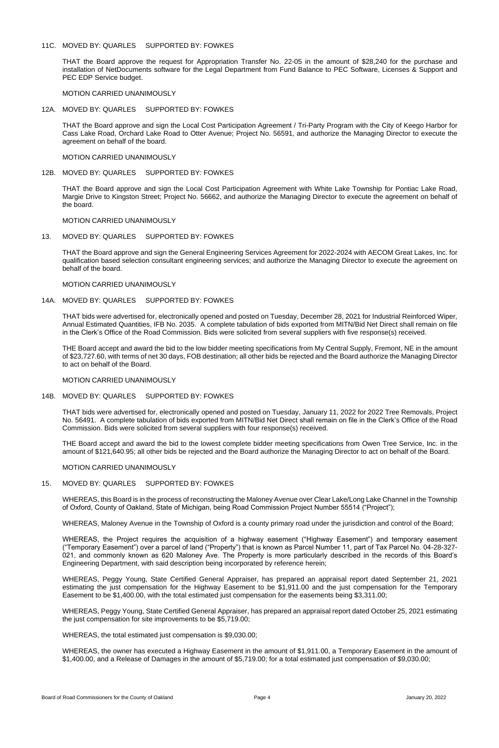11C. MOVED BY: QUARLES SUPPORTED BY: FOWKES

THAT the Board approve the request for Appropriation Transfer No. 22-05 in the amount of $28,240 for the purchase and installation of NetDocuments software for the Legal Department from Fund Balance to PEC Software, Licenses & Support and PEC EDP Service budget.

MOTION CARRIED UNANIMOUSLY

12A. MOVED BY: QUARLES SUPPORTED BY: FOWKES

THAT the Board approve and sign the Local Cost Participation Agreement / Tri-Party Program with the City of Keego Harbor for Cass Lake Road, Orchard Lake Road to Otter Avenue; Project No. 56591, and authorize the Managing Director to execute the agreement on behalf of the board.

MOTION CARRIED UNANIMOUSLY

12B. MOVED BY: QUARLES SUPPORTED BY: FOWKES

THAT the Board approve and sign the Local Cost Participation Agreement with White Lake Township for Pontiac Lake Road, Margie Drive to Kingston Street; Project No. 56662, and authorize the Managing Director to execute the agreement on behalf of the board.

MOTION CARRIED UNANIMOUSLY

13. MOVED BY: QUARLES SUPPORTED BY: FOWKES

THAT the Board approve and sign the General Engineering Services Agreement for 2022-2024 with AECOM Great Lakes, Inc. for qualification based selection consultant engineering services; and authorize the Managing Director to execute the agreement on behalf of the board.

MOTION CARRIED UNANIMOUSLY

14A. MOVED BY: QUARLES SUPPORTED BY: FOWKES

THAT bids were advertised for, electronically opened and posted on Tuesday, December 28, 2021 for Industrial Reinforced Wiper, Annual Estimated Quantities, IFB No. 2035. A complete tabulation of bids exported from MITN/Bid Net Direct shall remain on file in the Clerk's Office of the Road Commission. Bids were solicited from several suppliers with five response(s) received.

THE Board accept and award the bid to the low bidder meeting specifications from My Central Supply, Fremont, NE in the amount of $23,727.60, with terms of net 30 days, FOB destination; all other bids be rejected and the Board authorize the Managing Director to act on behalf of the Board.

MOTION CARRIED UNANIMOUSLY

14B. MOVED BY: QUARLES SUPPORTED BY: FOWKES

THAT bids were advertised for, electronically opened and posted on Tuesday, January 11, 2022 for 2022 Tree Removals, Project No. 56491. A complete tabulation of bids exported from MITN/Bid Net Direct shall remain on file in the Clerk's Office of the Road Commission. Bids were solicited from several suppliers with four response(s) received.

THE Board accept and award the bid to the lowest complete bidder meeting specifications from Owen Tree Service, Inc. in the amount of $121,640.95; all other bids be rejected and the Board authorize the Managing Director to act on behalf of the Board.

MOTION CARRIED UNANIMOUSLY

15. MOVED BY: QUARLES SUPPORTED BY: FOWKES

WHEREAS, this Board is in the process of reconstructing the Maloney Avenue over Clear Lake/Long Lake Channel in the Township of Oxford, County of Oakland, State of Michigan, being Road Commission Project Number 55514 ("Project");

WHEREAS, Maloney Avenue in the Township of Oxford is a county primary road under the jurisdiction and control of the Board;

WHEREAS, the Project requires the acquisition of a highway easement ("Highway Easement") and temporary easement ("Temporary Easement") over a parcel of land ("Property") that is known as Parcel Number 11, part of Tax Parcel No. 04-28-327-021, and commonly known as 620 Maloney Ave. The Property is more particularly described in the records of this Board's Engineering Department, with said description being incorporated by reference herein;

WHEREAS, Peggy Young, State Certified General Appraiser, has prepared an appraisal report dated September 21, 2021 estimating the just compensation for the Highway Easement to be $1,911.00 and the just compensation for the Temporary Easement to be $1,400.00, with the total estimated just compensation for the easements being $3,311.00;

WHEREAS, Peggy Young, State Certified General Appraiser, has prepared an appraisal report dated October 25, 2021 estimating the just compensation for site improvements to be $5,719.00;

WHEREAS, the total estimated just compensation is $9,030.00;

WHEREAS, the owner has executed a Highway Easement in the amount of $1,911.00, a Temporary Easement in the amount of $1,400.00, and a Release of Damages in the amount of $5,719.00; for a total estimated just compensation of $9,030.00;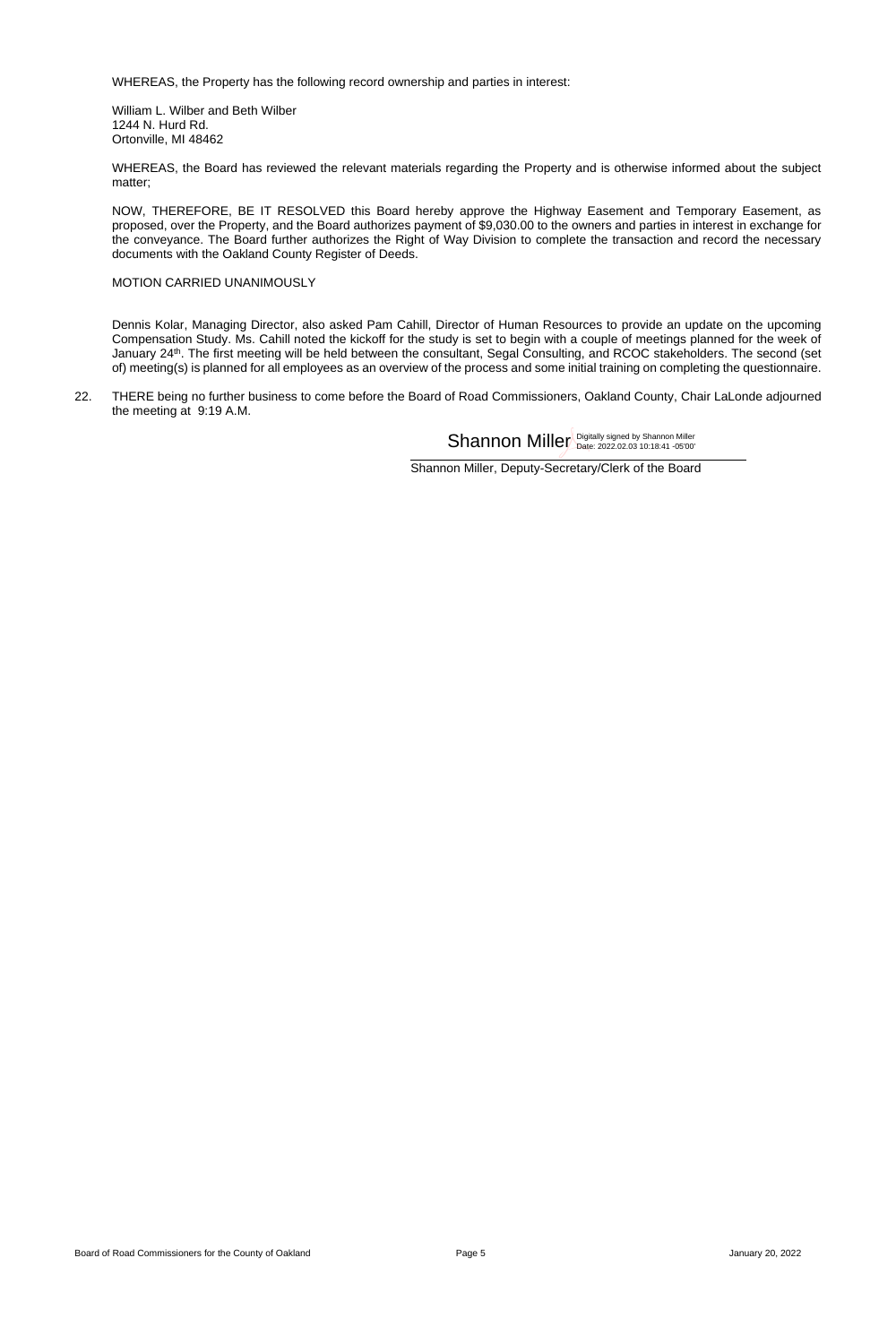WHEREAS, the Property has the following record ownership and parties in interest:

William L. Wilber and Beth Wilber
1244 N. Hurd Rd.
Ortonville, MI 48462

WHEREAS, the Board has reviewed the relevant materials regarding the Property and is otherwise informed about the subject matter;

NOW, THEREFORE, BE IT RESOLVED this Board hereby approve the Highway Easement and Temporary Easement, as proposed, over the Property, and the Board authorizes payment of $9,030.00 to the owners and parties in interest in exchange for the conveyance. The Board further authorizes the Right of Way Division to complete the transaction and record the necessary documents with the Oakland County Register of Deeds.

MOTION CARRIED UNANIMOUSLY

Dennis Kolar, Managing Director, also asked Pam Cahill, Director of Human Resources to provide an update on the upcoming Compensation Study. Ms. Cahill noted the kickoff for the study is set to begin with a couple of meetings planned for the week of January 24th. The first meeting will be held between the consultant, Segal Consulting, and RCOC stakeholders. The second (set of) meeting(s) is planned for all employees as an overview of the process and some initial training on completing the questionnaire.

22. THERE being no further business to come before the Board of Road Commissioners, Oakland County, Chair LaLonde adjourned the meeting at 9:19 A.M.

Shannon Miller Digitally signed by Shannon Miller Date: 2022.02.03 10:18:41 -05'00'

Shannon Miller, Deputy-Secretary/Clerk of the Board